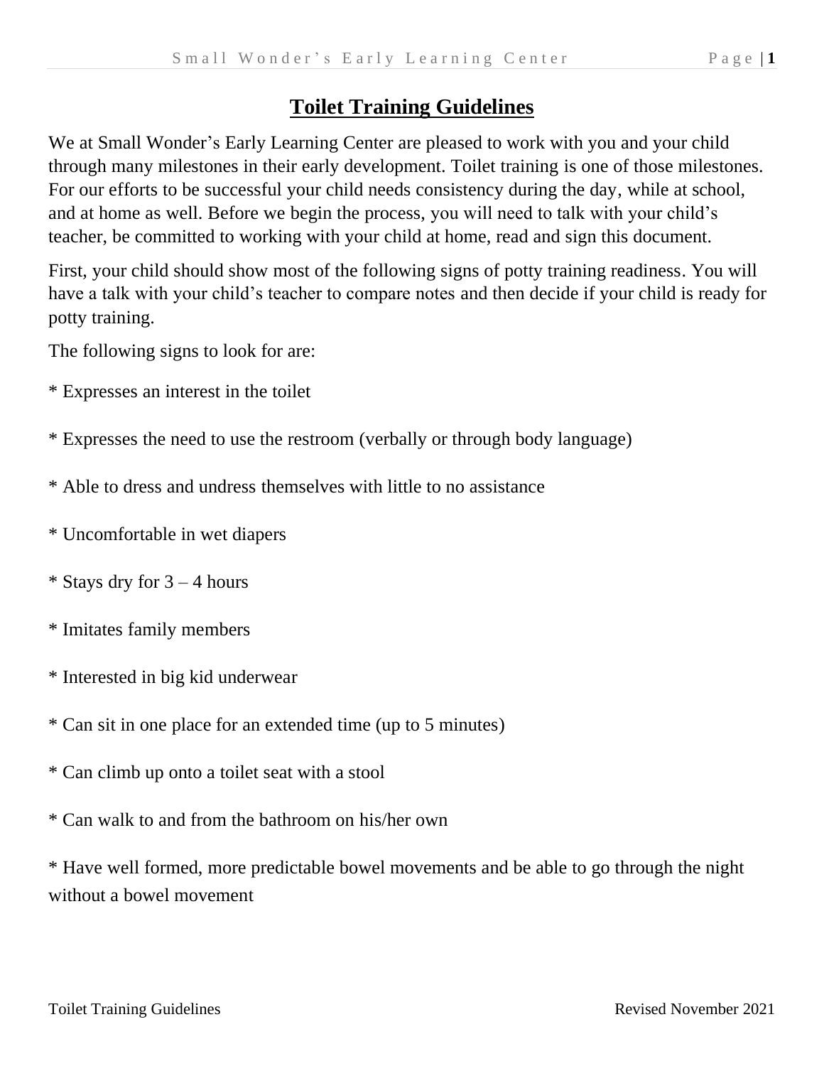# Toilet Training Guidelines

We at Small Wonder's Early Learning Center are pleased to work with you and your child through many milestones in their early development. Toilet training is one of those milestones. For our efforts to be successful your child needs consistency during the day, while at school, and at home as well. Before we begin the process, you will need to talk with your child's teacher, be committed to working with your child at home, read and sign this document.

First, your child should show most of the following signs of potty training readiness. You will have a talk with your child's teacher to compare notes and then decide if your child is ready for potty training.

The following signs to look for are:

* Expresses an interest in the toilet

* Expresses the need to use the restroom (verbally or through body language)

* Able to dress and undress themselves with little to no assistance

* Uncomfortable in wet diapers

* Stays dry for 3 – 4 hours

* Imitates family members

* Interested in big kid underwear

* Can sit in one place for an extended time (up to 5 minutes)

* Can climb up onto a toilet seat with a stool

* Can walk to and from the bathroom on his/her own

* Have well formed, more predictable bowel movements and be able to go through the night without a bowel movement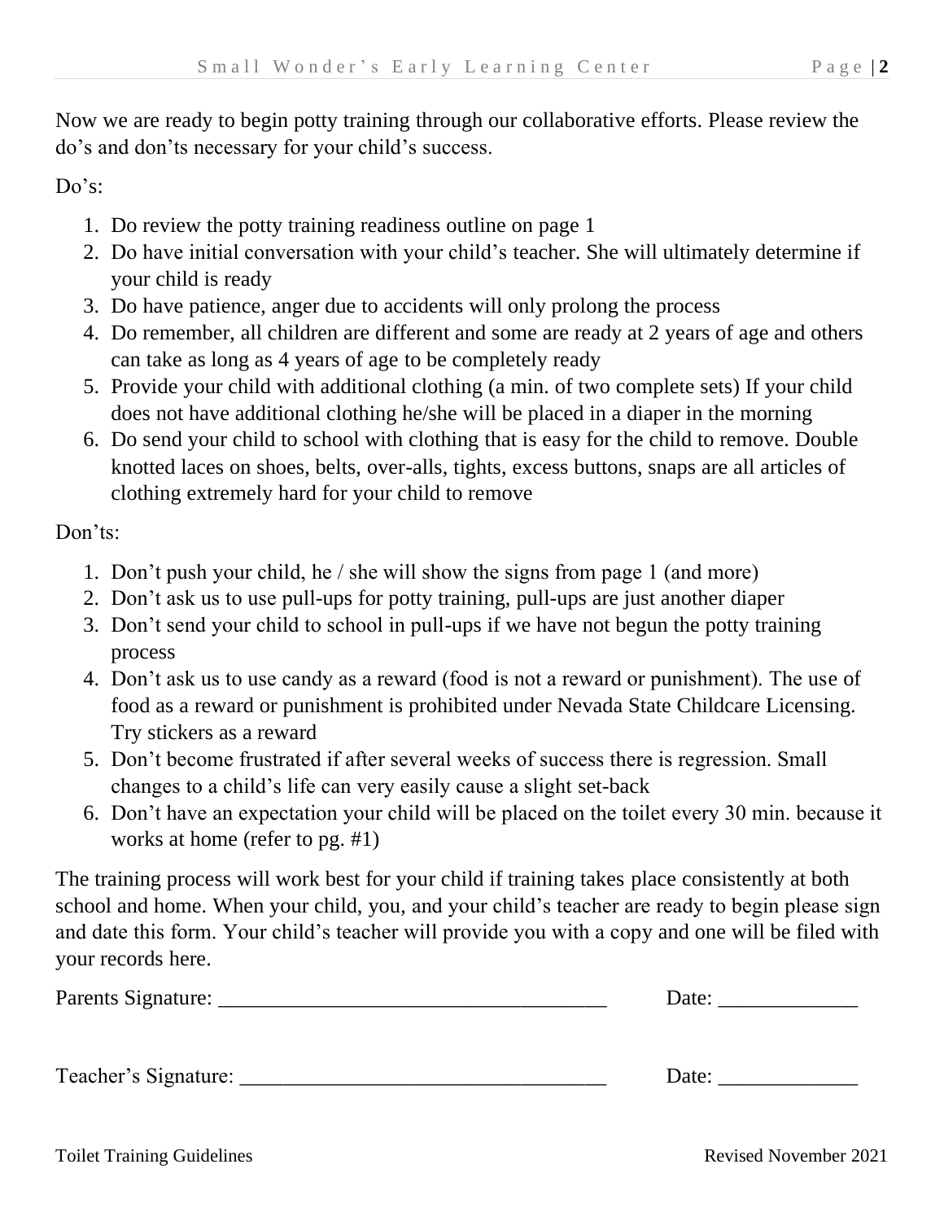Now we are ready to begin potty training through our collaborative efforts. Please review the do's and don'ts necessary for your child's success.

Do's:

1. Do review the potty training readiness outline on page 1
2. Do have initial conversation with your child's teacher. She will ultimately determine if your child is ready
3. Do have patience, anger due to accidents will only prolong the process
4. Do remember, all children are different and some are ready at 2 years of age and others can take as long as 4 years of age to be completely ready
5. Provide your child with additional clothing (a min. of two complete sets) If your child does not have additional clothing he/she will be placed in a diaper in the morning
6. Do send your child to school with clothing that is easy for the child to remove. Double knotted laces on shoes, belts, over-alls, tights, excess buttons, snaps are all articles of clothing extremely hard for your child to remove

Don'ts:

1. Don't push your child, he / she will show the signs from page 1 (and more)
2. Don't ask us to use pull-ups for potty training, pull-ups are just another diaper
3. Don't send your child to school in pull-ups if we have not begun the potty training process
4. Don't ask us to use candy as a reward (food is not a reward or punishment). The use of food as a reward or punishment is prohibited under Nevada State Childcare Licensing. Try stickers as a reward
5. Don't become frustrated if after several weeks of success there is regression. Small changes to a child's life can very easily cause a slight set-back
6. Don't have an expectation your child will be placed on the toilet every 30 min. because it works at home (refer to pg. #1)

The training process will work best for your child if training takes place consistently at both school and home. When your child, you, and your child's teacher are ready to begin please sign and date this form. Your child's teacher will provide you with a copy and one will be filed with your records here.

Parents Signature: ____________________________________ Date: _____________

Teacher's Signature: __________________________________ Date: _____________

Toilet Training Guidelines Revised November 2021